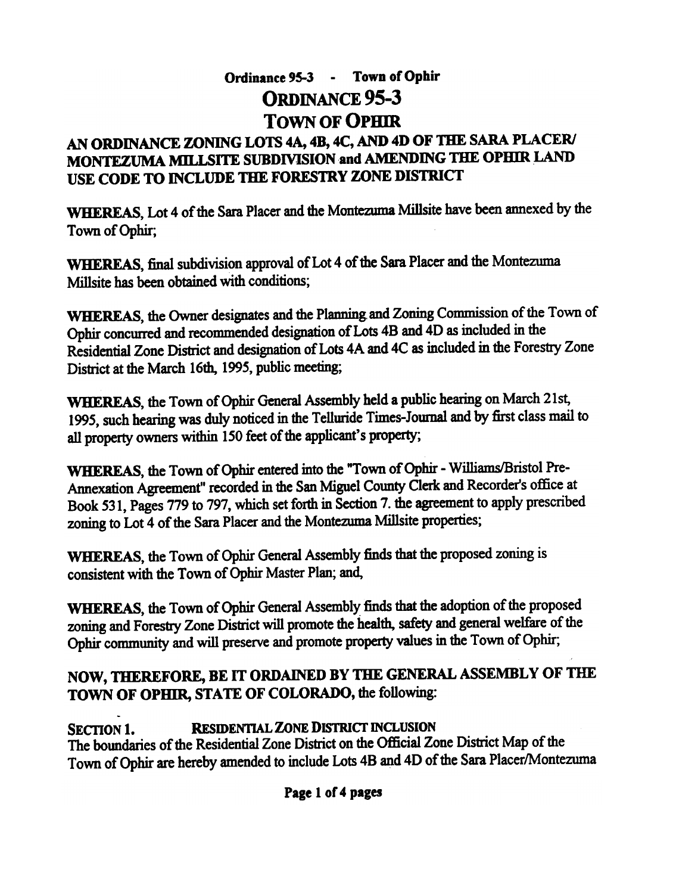# ORDINANCE 95-3
# TOWN OF OPHIR

## AN ORDINANCE ZONING LOTS 4A, 4B, 4C, AND 4D OF THE SARA PLACER/ MONTEZUMA MILLSITE SUBDIVISION and AMENDING THE OPHIR LAND USE CODE TO INCLUDE THE FORESTRY ZONE DISTRICT

**WHEREAS**, Lot 4 of the Sara Placer and the Montezuma Millsite have been annexed by the Town of Ophir;

**WHEREAS**, final subdivision approval of Lot 4 of the Sara Placer and the Montezuma Millsite has been obtained with conditions;

**WHEREAS**, the Owner designates and the Planning and Zoning Commission of the Town of Ophir concurred and recommended designation of Lots 4B and 4D as included in the Residential Zone District and designation of Lots 4A and 4C as included in the Forestry Zone District at the March 16th, 1995, public meeting;

**WHEREAS**, the Town of Ophir General Assembly held a public hearing on March 21st, 1995, such hearing was duly noticed in the Telluride Times-Journal and by first class mail to all property owners within 150 feet of the applicant's property;

**WHEREAS**, the Town of Ophir entered into the "Town of Ophir - Williams/Bristol Pre-Annexation Agreement" recorded in the San Miguel County Clerk and Recorder's office at Book 531, Pages 779 to 797, which set forth in Section 7. the agreement to apply prescribed zoning to Lot 4 of the Sara Placer and the Montezuma Millsite properties;

**WHEREAS**, the Town of Ophir General Assembly finds that the proposed zoning is consistent with the Town of Ophir Master Plan; and,

**WHEREAS**, the Town of Ophir General Assembly finds that the adoption of the proposed zoning and Forestry Zone District will promote the health, safety and general welfare of the Ophir community and will preserve and promote property values in the Town of Ophir;

**NOW, THEREFORE, BE IT ORDAINED BY THE GENERAL ASSEMBLY OF THE TOWN OF OPHIR, STATE OF COLORADO,** the following:

**SECTION 1. RESIDENTIAL ZONE DISTRICT INCLUSION**

The boundaries of the Residential Zone District on the Official Zone District Map of the Town of Ophir are hereby amended to include Lots 4B and 4D of the Sara Placer/Montezuma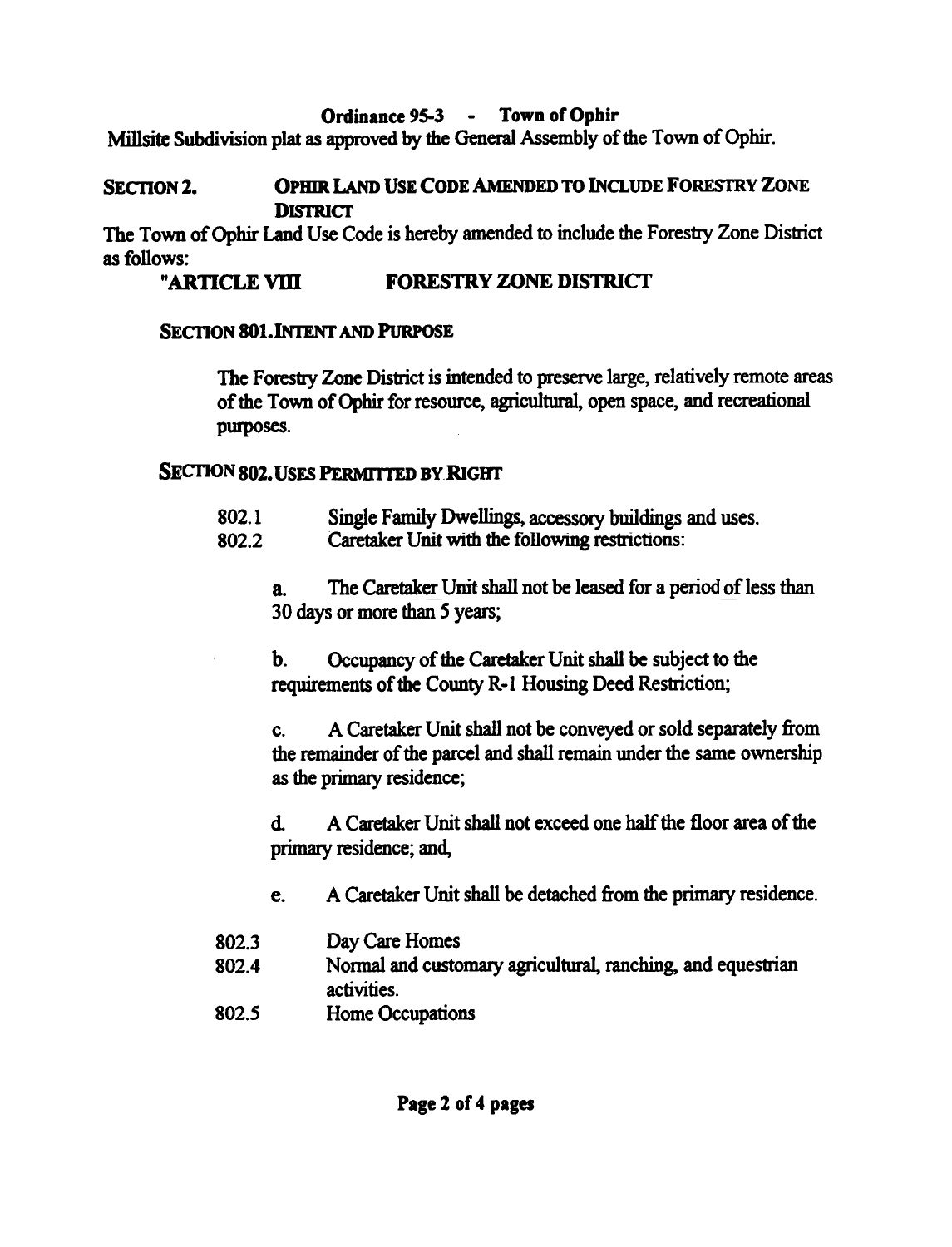Millsite Subdivision plat as approved by the General Assembly of the Town of Ophir.

## SECTION 2. OPHIR LAND USE CODE AMENDED TO INCLUDE FORESTRY ZONE DISTRICT

The Town of Ophir Land Use Code is hereby amended to include the Forestry Zone District as follows:

## "ARTICLE VIII FORESTRY ZONE DISTRICT

### SECTION 801. INTENT AND PURPOSE

The Forestry Zone District is intended to preserve large, relatively remote areas of the Town of Ophir for resource, agricultural, open space, and recreational purposes.

### SECTION 802. USES PERMITTED BY RIGHT

802.1 Single Family Dwellings, accessory buildings and uses.

802.2 Caretaker Unit with the following restrictions:

a. The Caretaker Unit shall not be leased for a period of less than 30 days or more than 5 years;

b. Occupancy of the Caretaker Unit shall be subject to the requirements of the County R-1 Housing Deed Restriction;

c. A Caretaker Unit shall not be conveyed or sold separately from the remainder of the parcel and shall remain under the same ownership as the primary residence;

d. A Caretaker Unit shall not exceed one half the floor area of the primary residence; and,

e. A Caretaker Unit shall be detached from the primary residence.

802.3 Day Care Homes

802.4 Normal and customary agricultural, ranching, and equestrian activities.

802.5 Home Occupations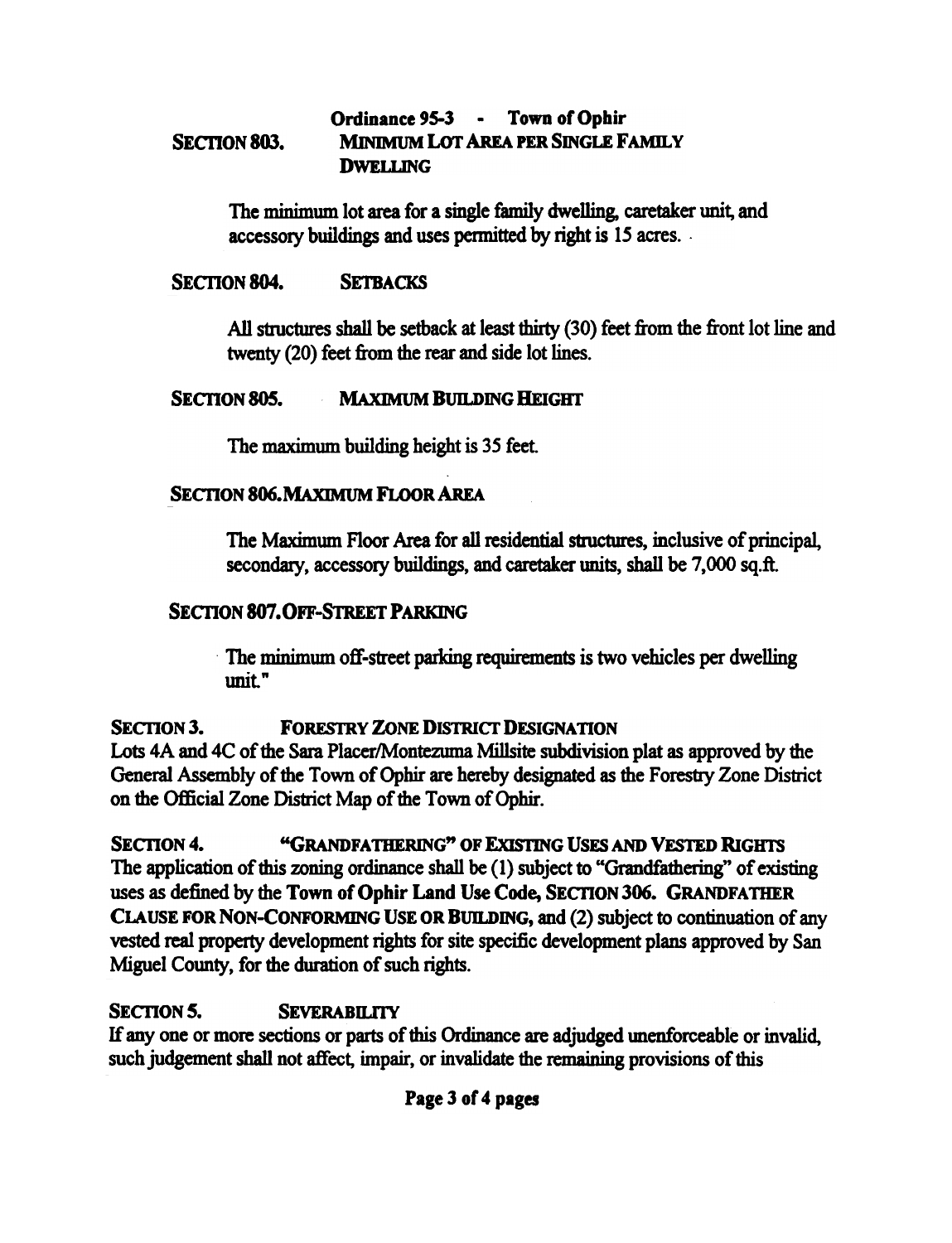Ordinance 95-3 - Town of Ophir

### SECTION 803. MINIMUM LOT AREA PER SINGLE FAMILY DWELLING

The minimum lot area for a single family dwelling, caretaker unit, and accessory buildings and uses permitted by right is 15 acres.

### SECTION 804. SETBACKS

All structures shall be setback at least thirty (30) feet from the front lot line and twenty (20) feet from the rear and side lot lines.

### SECTION 805. MAXIMUM BUILDING HEIGHT

The maximum building height is 35 feet.

### SECTION 806. MAXIMUM FLOOR AREA

The Maximum Floor Area for all residential structures, inclusive of principal, secondary, accessory buildings, and caretaker units, shall be 7,000 sq.ft.

### SECTION 807. OFF-STREET PARKING

The minimum off-street parking requirements is two vehicles per dwelling unit."

## SECTION 3. FORESTRY ZONE DISTRICT DESIGNATION

Lots 4A and 4C of the Sara Placer/Montezuma Millsite subdivision plat as approved by the General Assembly of the Town of Ophir are hereby designated as the Forestry Zone District on the Official Zone District Map of the Town of Ophir.

## SECTION 4. "GRANDFATHERING" OF EXISTING USES AND VESTED RIGHTS

The application of this zoning ordinance shall be (1) subject to "Grandfathering" of existing uses as defined by the **Town of Ophir Land Use Code, SECTION 306. GRANDFATHER CLAUSE FOR NON-CONFORMING USE OR BUILDING**, and (2) subject to continuation of any vested real property development rights for site specific development plans approved by San Miguel County, for the duration of such rights.

## SECTION 5. SEVERABILITY

If any one or more sections or parts of this Ordinance are adjudged unenforceable or invalid, such judgement shall not affect, impair, or invalidate the remaining provisions of this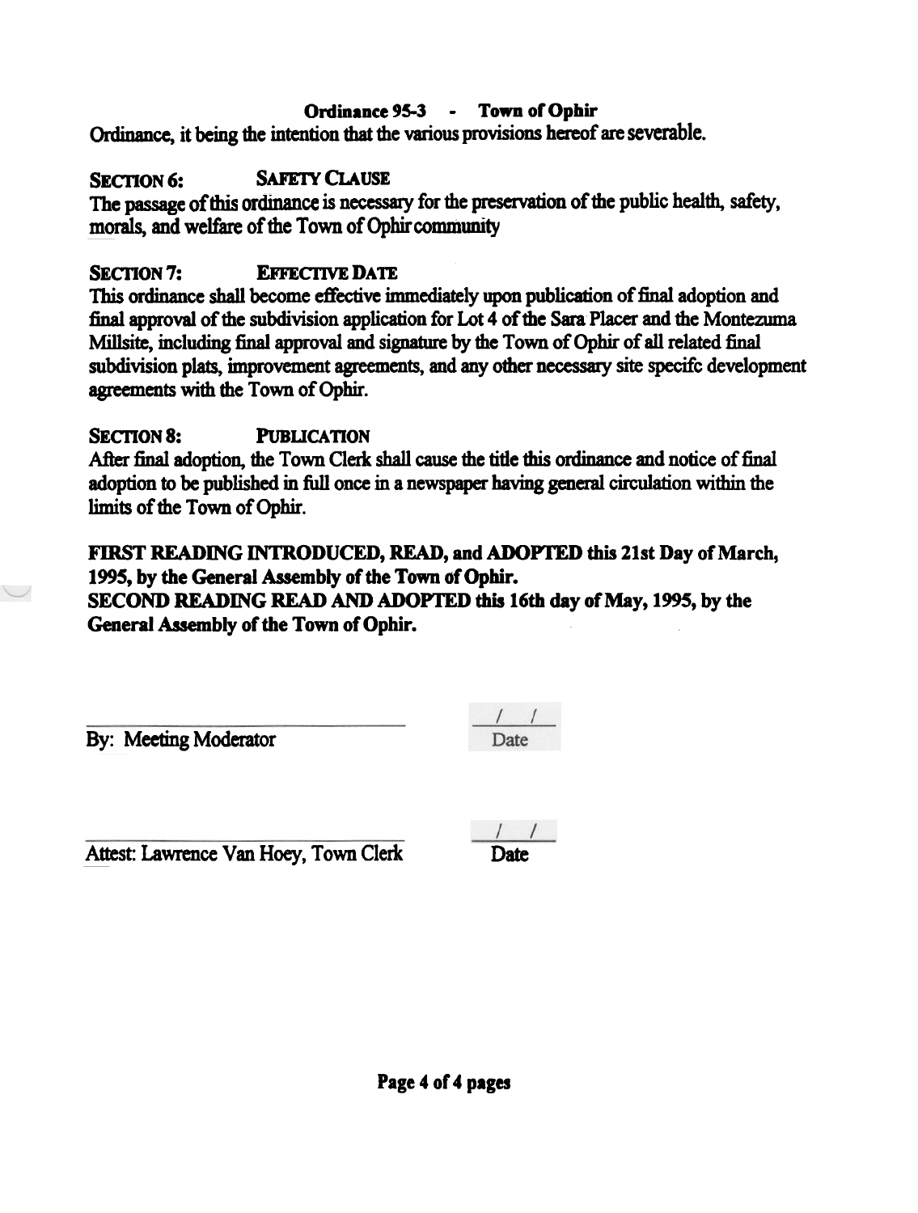Ordinance, it being the intention that the various provisions hereof are severable.

**SECTION 6: SAFETY CLAUSE**

The passage of this ordinance is necessary for the preservation of the public health, safety, morals, and welfare of the Town of Ophir community

**SECTION 7: EFFECTIVE DATE**

This ordinance shall become effective immediately upon publication of final adoption and final approval of the subdivision application for Lot 4 of the Sara Placer and the Montezuma Millsite, including final approval and signature by the Town of Ophir of all related final subdivision plats, improvement agreements, and any other necessary site specifc development agreements with the Town of Ophir.

**SECTION 8: PUBLICATION**

After final adoption, the Town Clerk shall cause the title this ordinance and notice of final adoption to be published in full once in a newspaper having general circulation within the limits of the Town of Ophir.

**FIRST READING INTRODUCED, READ, and ADOPTED this 21st Day of March, 1995, by the General Assembly of the Town of Ophir.**
**SECOND READING READ AND ADOPTED this 16th day of May, 1995, by the General Assembly of the Town of Ophir.**

_______________________________ &nbsp;&nbsp;&nbsp; / /
By: Meeting Moderator &nbsp;&nbsp;&nbsp; Date

_______________________________ &nbsp;&nbsp;&nbsp; / /
Attest: Lawrence Van Hoey, Town Clerk &nbsp;&nbsp;&nbsp; Date